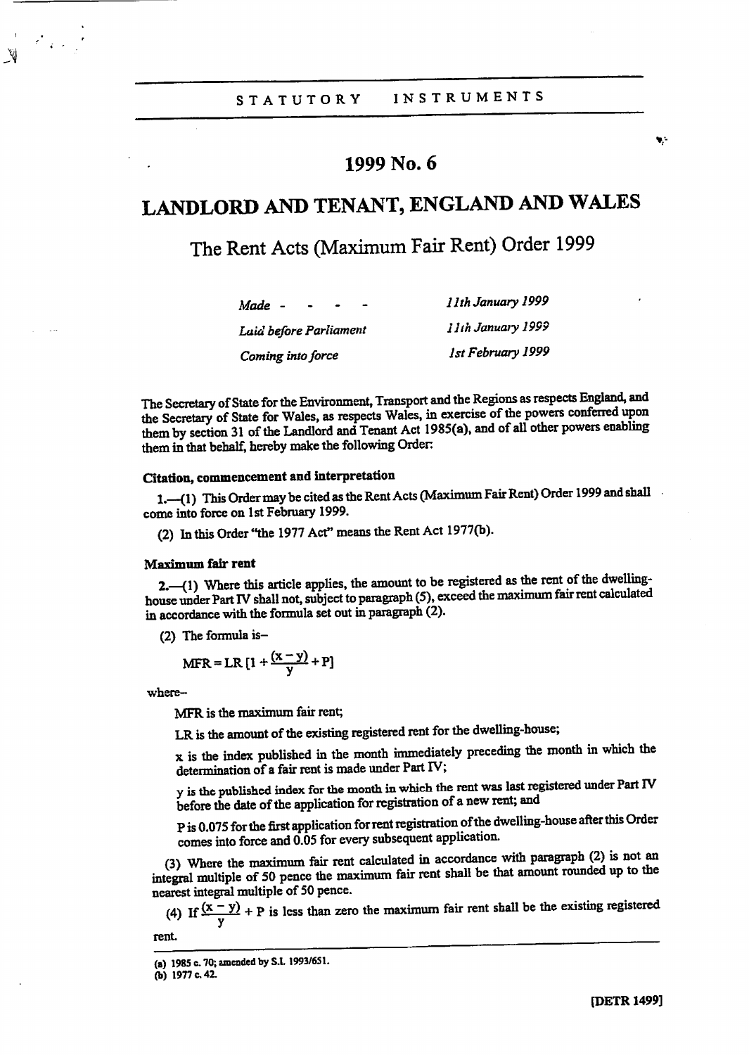STATUTORY INSTRUMENTS

# 1999 No. 6

# LANDLORD AND TENANT, ENGLAND AND WALES

## The Rent Acts (Maximum Fair Rent) Order 1999

| | |
|---|---|
| *Made* - - - - | *11th January 1999* |
| *Laid before Parliament* | *11th January 1999* |
| *Coming into force* | *1st February 1999* |

The Secretary of State for the Environment, Transport and the Regions as respects England, and the Secretary of State for Wales, as respects Wales, in exercise of the powers conferred upon them by section 31 of the Landlord and Tenant Act 1985(a), and of all other powers enabling them in that behalf, hereby make the following Order:

### Citation, commencement and interpretation

1.—(1) This Order may be cited as the Rent Acts (Maximum Fair Rent) Order 1999 and shall come into force on 1st February 1999.

(2) In this Order "the 1977 Act" means the Rent Act 1977(b).

### Maximum fair rent

2.—(1) Where this article applies, the amount to be registered as the rent of the dwelling-house under Part IV shall not, subject to paragraph (5), exceed the maximum fair rent calculated in accordance with the formula set out in paragraph (2).

(2) The formula is–

$$MFR = LR\left[1 + \frac{(x - y)}{y} + P\right]$$

where–

MFR is the maximum fair rent;

LR is the amount of the existing registered rent for the dwelling-house;

x is the index published in the month immediately preceding the month in which the determination of a fair rent is made under Part IV;

y is the published index for the month in which the rent was last registered under Part IV before the date of the application for registration of a new rent; and

P is 0.075 for the first application for rent registration of the dwelling-house after this Order comes into force and 0.05 for every subsequent application.

(3) Where the maximum fair rent calculated in accordance with paragraph (2) is not an integral multiple of 50 pence the maximum fair rent shall be that amount rounded up to the nearest integral multiple of 50 pence.

(4) If $\frac{(x - y)}{y} + P$ is less than zero the maximum fair rent shall be the existing registered rent.

(a) 1985 c. 70; amended by S.I. 1993/651.
(b) 1977 c. 42.

[DETR 1499]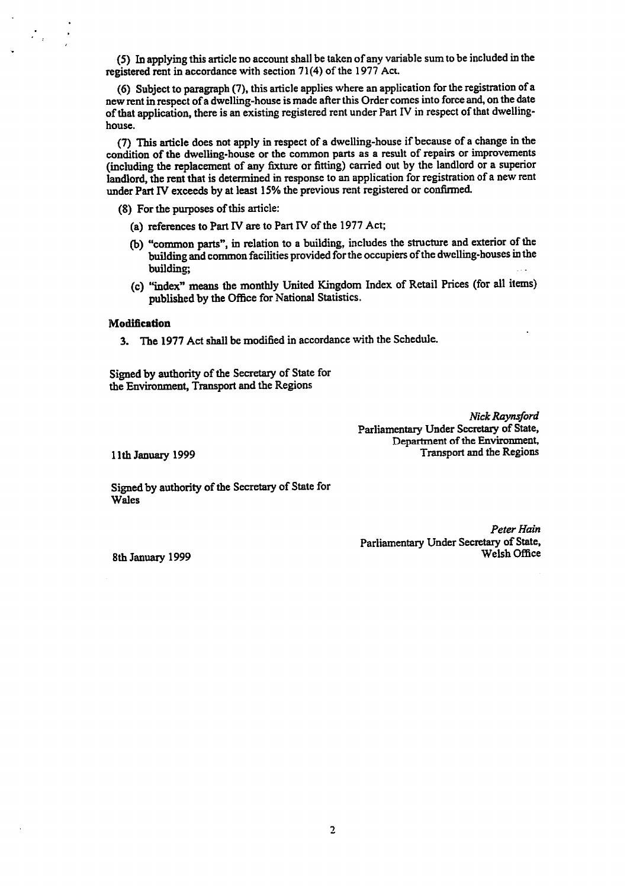(5) In applying this article no account shall be taken of any variable sum to be included in the registered rent in accordance with section 71(4) of the 1977 Act.

(6) Subject to paragraph (7), this article applies where an application for the registration of a new rent in respect of a dwelling-house is made after this Order comes into force and, on the date of that application, there is an existing registered rent under Part IV in respect of that dwelling-house.

(7) This article does not apply in respect of a dwelling-house if because of a change in the condition of the dwelling-house or the common parts as a result of repairs or improvements (including the replacement of any fixture or fitting) carried out by the landlord or a superior landlord, the rent that is determined in response to an application for registration of a new rent under Part IV exceeds by at least 15% the previous rent registered or confirmed.

(8) For the purposes of this article:

(a) references to Part IV are to Part IV of the 1977 Act;

(b) "common parts", in relation to a building, includes the structure and exterior of the building and common facilities provided for the occupiers of the dwelling-houses in the building;

(c) "index" means the monthly United Kingdom Index of Retail Prices (for all items) published by the Office for National Statistics.

**Modification**

3. The 1977 Act shall be modified in accordance with the Schedule.

Signed by authority of the Secretary of State for the Environment, Transport and the Regions

*Nick Raynsford*
Parliamentary Under Secretary of State,
Department of the Environment,
Transport and the Regions

11th January 1999

Signed by authority of the Secretary of State for Wales

*Peter Hain*
Parliamentary Under Secretary of State,
Welsh Office

8th January 1999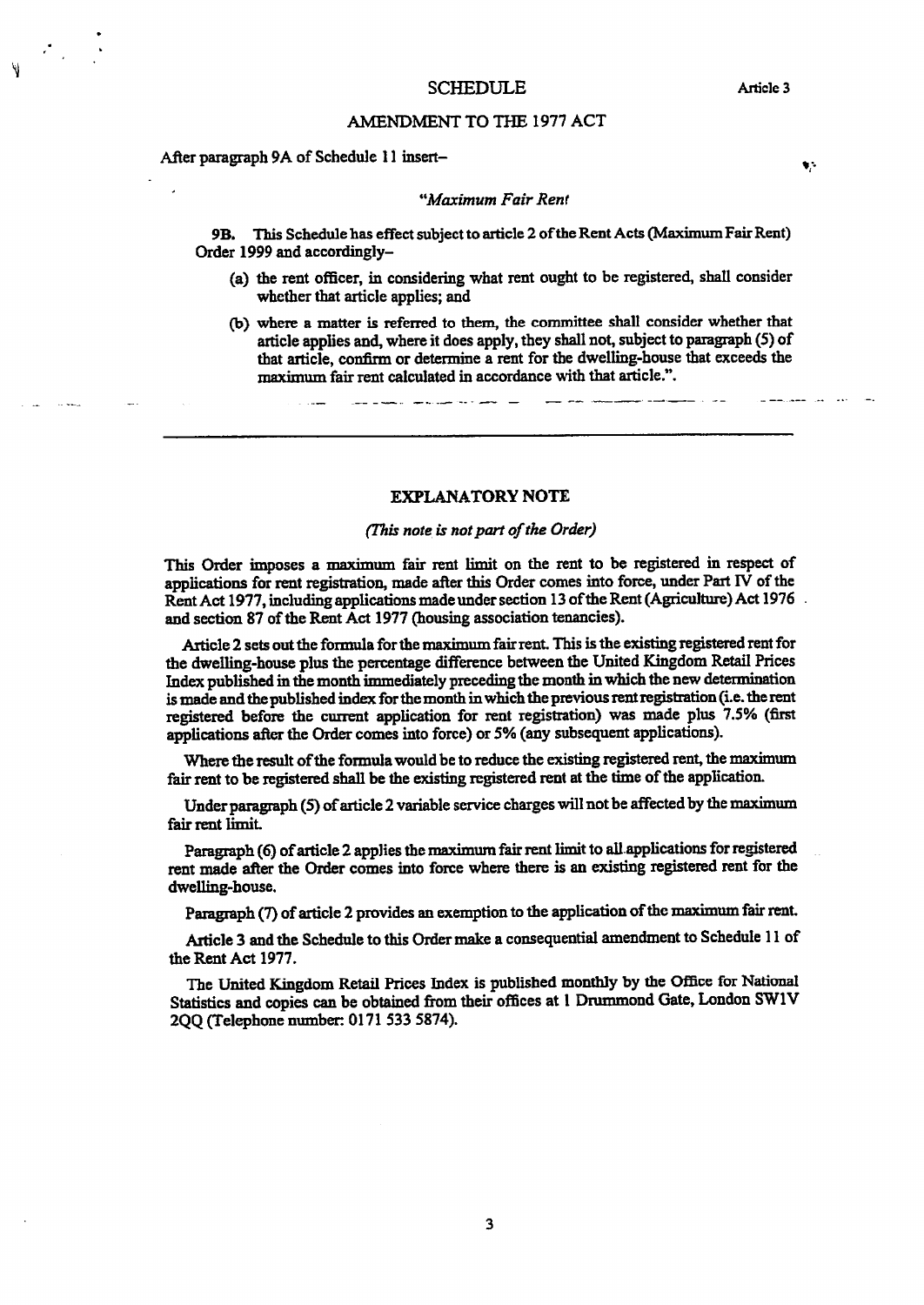## SCHEDULE

Article 3

### AMENDMENT TO THE 1977 ACT

After paragraph 9A of Schedule 11 insert–

"*Maximum Fair Rent*

**9B.** This Schedule has effect subject to article 2 of the Rent Acts (Maximum Fair Rent) Order 1999 and accordingly–

(a) the rent officer, in considering what rent ought to be registered, shall consider whether that article applies; and

(b) where a matter is referred to them, the committee shall consider whether that article applies and, where it does apply, they shall not, subject to paragraph (5) of that article, confirm or determine a rent for the dwelling-house that exceeds the maximum fair rent calculated in accordance with that article.".

---

## EXPLANATORY NOTE

*(This note is not part of the Order)*

This Order imposes a maximum fair rent limit on the rent to be registered in respect of applications for rent registration, made after this Order comes into force, under Part IV of the Rent Act 1977, including applications made under section 13 of the Rent (Agriculture) Act 1976 and section 87 of the Rent Act 1977 (housing association tenancies).

Article 2 sets out the formula for the maximum fair rent. This is the existing registered rent for the dwelling-house plus the percentage difference between the United Kingdom Retail Prices Index published in the month immediately preceding the month in which the new determination is made and the published index for the month in which the previous rent registration (i.e. the rent registered before the current application for rent registration) was made plus 7.5% (first applications after the Order comes into force) or 5% (any subsequent applications).

Where the result of the formula would be to reduce the existing registered rent, the maximum fair rent to be registered shall be the existing registered rent at the time of the application.

Under paragraph (5) of article 2 variable service charges will not be affected by the maximum fair rent limit.

Paragraph (6) of article 2 applies the maximum fair rent limit to all applications for registered rent made after the Order comes into force where there is an existing registered rent for the dwelling-house.

Paragraph (7) of article 2 provides an exemption to the application of the maximum fair rent.

Article 3 and the Schedule to this Order make a consequential amendment to Schedule 11 of the Rent Act 1977.

The United Kingdom Retail Prices Index is published monthly by the Office for National Statistics and copies can be obtained from their offices at 1 Drummond Gate, London SW1V 2QQ (Telephone number: 0171 533 5874).